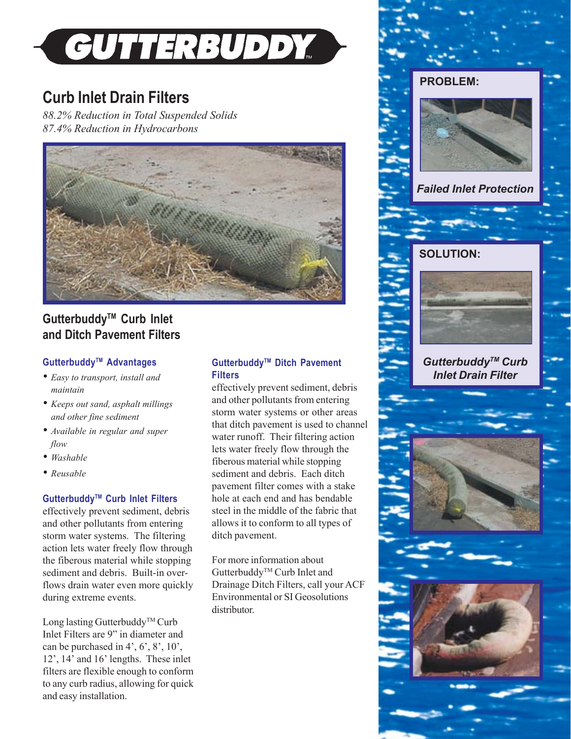# GUTTERBUDDY™

## Curb Inlet Drain Filters

*88.2% Reduction in Total Suspended Solids*
*87.4% Reduction in Hydrocarbons*

## Gutterbuddy™ Curb Inlet and Ditch Pavement Filters

### Gutterbuddy™ Advantages

- *Easy to transport, install and maintain*
- *Keeps out sand, asphalt millings and other fine sediment*
- *Available in regular and super flow*
- *Washable*
- *Reusable*

### Gutterbuddy™ Curb Inlet Filters

effectively prevent sediment, debris and other pollutants from entering storm water systems. The filtering action lets water freely flow through the fiberous material while stopping sediment and debris. Built-in overflows drain water even more quickly during extreme events.

Long lasting Gutterbuddy™ Curb Inlet Filters are 9" in diameter and can be purchased in 4', 6', 8', 10', 12', 14' and 16' lengths. These inlet filters are flexible enough to conform to any curb radius, allowing for quick and easy installation.

### Gutterbuddy™ Ditch Pavement Filters

effectively prevent sediment, debris and other pollutants from entering storm water systems or other areas that ditch pavement is used to channel water runoff. Their filtering action lets water freely flow through the fiberous material while stopping sediment and debris. Each ditch pavement filter comes with a stake hole at each end and has bendable steel in the middle of the fabric that allows it to conform to all types of ditch pavement.

For more information about Gutterbuddy™ Curb Inlet and Drainage Ditch Filters, call your ACF Environmental or SI Geosolutions distributor.

**PROBLEM:**

***Failed Inlet Protection***

**SOLUTION:**

***Gutterbuddy™ Curb Inlet Drain Filter***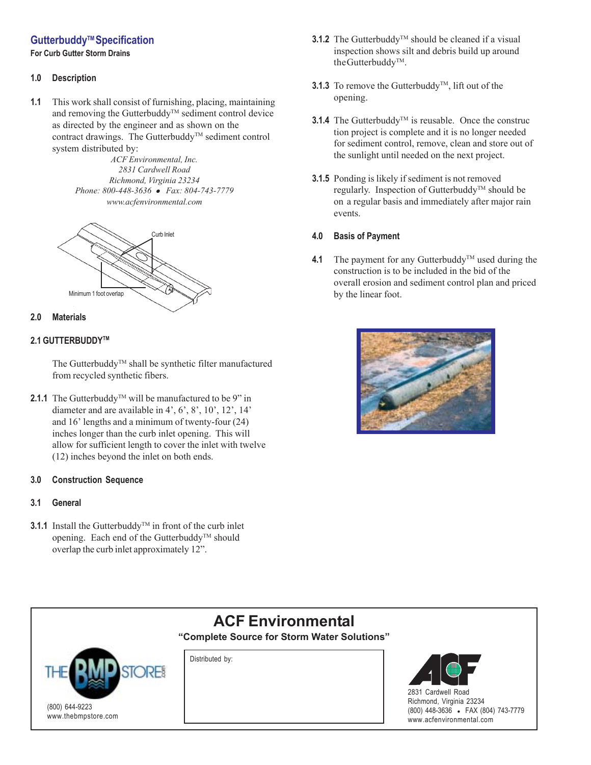## Gutterbuddy™ Specification

**For Curb Gutter Storm Drains**

### 1.0 Description

**1.1** This work shall consist of furnishing, placing, maintaining and removing the Gutterbuddy™ sediment control device as directed by the engineer and as shown on the contract drawings. The Gutterbuddy™ sediment control system distributed by:

*ACF Environmental, Inc.*
*2831 Cardwell Road*
*Richmond, Virginia 23234*
*Phone: 800-448-3636 • Fax: 804-743-7779*
*www.acfenvironmental.com*

Curb Inlet

Minimum 1 foot overlap

### 2.0 Materials

#### 2.1 GUTTERBUDDY™

The Gutterbuddy™ shall be synthetic filter manufactured from recycled synthetic fibers.

**2.1.1** The Gutterbuddy™ will be manufactured to be 9" in diameter and are available in 4', 6', 8', 10', 12', 14' and 16' lengths and a minimum of twenty-four (24) inches longer than the curb inlet opening. This will allow for sufficient length to cover the inlet with twelve (12) inches beyond the inlet on both ends.

### 3.0 Construction Sequence

#### 3.1 General

**3.1.1** Install the Gutterbuddy™ in front of the curb inlet opening. Each end of the Gutterbuddy™ should overlap the curb inlet approximately 12".

**3.1.2** The Gutterbuddy™ should be cleaned if a visual inspection shows silt and debris build up around the Gutterbuddy™.

**3.1.3** To remove the Gutterbuddy™, lift out of the opening.

**3.1.4** The Gutterbuddy™ is reusable. Once the construction project is complete and it is no longer needed for sediment control, remove, clean and store out of the sunlight until needed on the next project.

**3.1.5** Ponding is likely if sediment is not removed regularly. Inspection of Gutterbuddy™ should be on a regular basis and immediately after major rain events.

### 4.0 Basis of Payment

**4.1** The payment for any Gutterbuddy™ used during the construction is to be included in the bid of the overall erosion and sediment control plan and priced by the linear foot.

## ACF Environmental

**"Complete Source for Storm Water Solutions"**

THE BMP STORE.com
(800) 644-9223
www.thebmpstore.com

Distributed by:

ACF
2831 Cardwell Road
Richmond, Virginia 23234
(800) 448-3636 • FAX (804) 743-7779
www.acfenvironmental.com